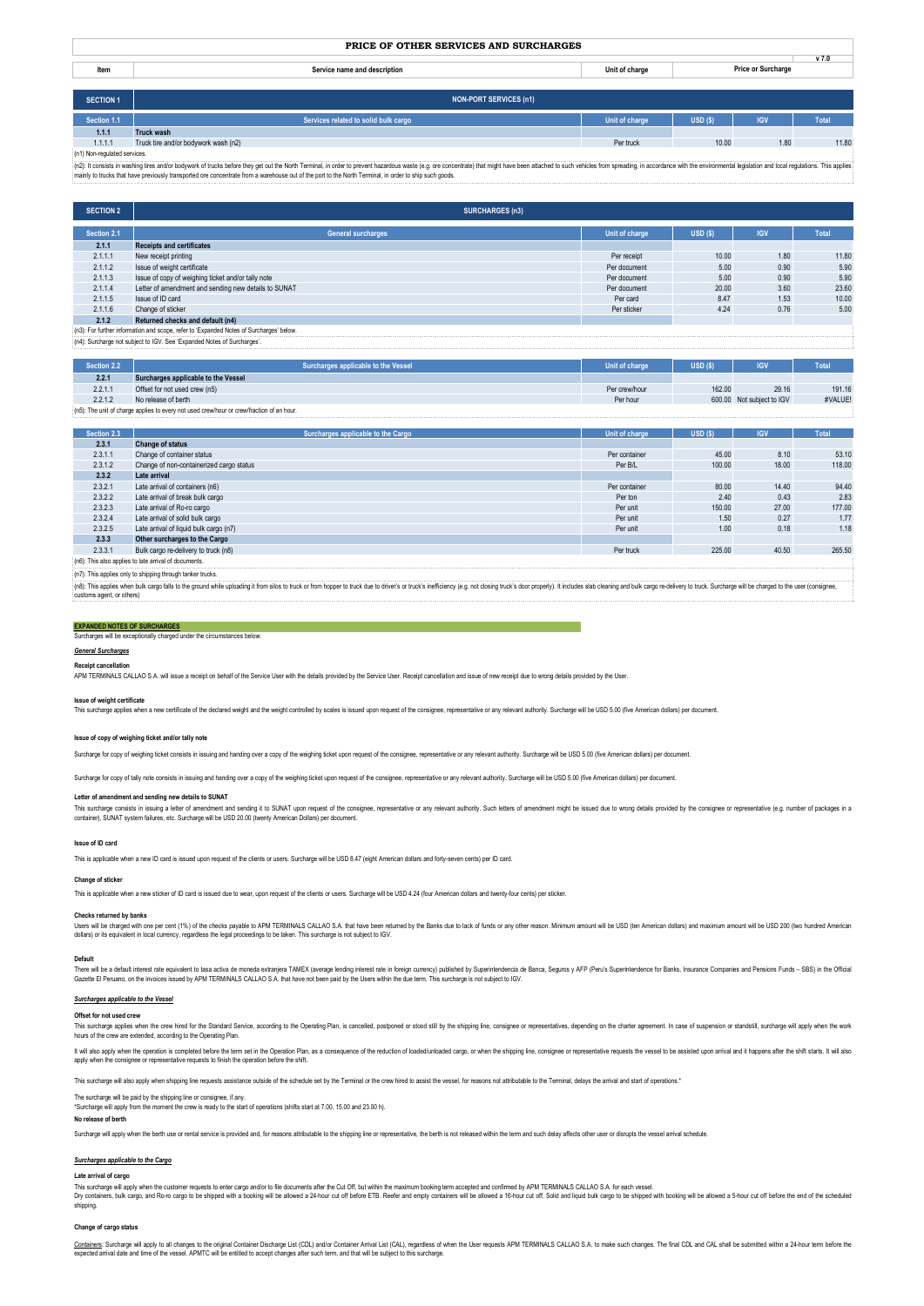# PRICE OF OTHER SERVICES AND SURCHARGES

v 7.0

| Item | Service name and description | Unit of charge | Price or Surcharge | | |
|---|---|---|---|---|---|
| **SECTION 1** | **NON-PORT SERVICES (n1)** | | | | |
| **Section 1.1** | **Services related to solid bulk cargo** | **Unit of charge** | **USD ($)** | **IGV** | **Total** |
| **1.1.1** | **Truck wash** | | | | |
| 1.1.1.1 | Truck tire and/or bodywork wash (n2) | Per truck | 10.00 | 1.80 | 11.80 |

(n1) Non-regulated services.

(n2): It consists in washing tires and/or bodywork of trucks before they get out the North Terminal, in order to prevent hazardous waste (e.g. ore concentrate) that might have been attached to such vehicles from spreading, in accordance with the environmental legislation and local regulations. This applies mainly to trucks that have previously transported ore concentrate from a warehouse out of the port to the North Terminal, in order to ship such goods.

| **SECTION 2** | **SURCHARGES (n3)** | | | | |
|---|---|---|---|---|---|
| **Section 2.1** | **General surcharges** | **Unit of charge** | **USD ($)** | **IGV** | **Total** |
| **2.1.1** | **Receipts and certificates** | | | | |
| 2.1.1.1 | New receipt printing | Per receipt | 10.00 | 1.80 | 11.80 |
| 2.1.1.2 | Issue of weight certificate | Per document | 5.00 | 0.90 | 5.90 |
| 2.1.1.3 | Issue of copy of weighing ticket and/or tally note | Per document | 5.00 | 0.90 | 5.90 |
| 2.1.1.4 | Letter of amendment and sending new details to SUNAT | Per document | 20.00 | 3.60 | 23.60 |
| 2.1.1.5 | Issue of ID card | Per card | 8.47 | 1.53 | 10.00 |
| 2.1.1.6 | Change of sticker | Per sticker | 4.24 | 0.76 | 5.00 |
| **2.1.2** | **Returned checks and default (n4)** | | | | |

(n3): For further information and scope, refer to 'Expanded Notes of Surcharges' below.

(n4): Surcharge not subject to IGV. See 'Expanded Notes of Surcharges'.

| **Section 2.2** | **Surcharges applicable to the Vessel** | **Unit of charge** | **USD ($)** | **IGV** | **Total** |
|---|---|---|---|---|---|
| **2.2.1** | **Surcharges applicable to the Vessel** | | | | |
| 2.2.1.1 | Offset for not used crew (n5) | Per crew/hour | 162.00 | 29.16 | 191.16 |
| 2.2.1.2 | No release of berth | Per hour | 600.00 | Not subject to IGV | #VALUE! |

(n5): The unit of charge applies to every not used crew/hour or crew/fraction of an hour.

| **Section 2.3** | **Surcharges applicable to the Cargo** | **Unit of charge** | **USD ($)** | **IGV** | **Total** |
|---|---|---|---|---|---|
| **2.3.1** | **Change of status** | | | | |
| 2.3.1.1 | Change of container status | Per container | 45.00 | 8.10 | 53.10 |
| 2.3.1.2 | Change of non-containerized cargo status | Per B/L | 100.00 | 18.00 | 118.00 |
| **2.3.2** | **Late arrival** | | | | |
| 2.3.2.1 | Late arrival of containers (n6) | Per container | 80.00 | 14.40 | 94.40 |
| 2.3.2.2 | Late arrival of break bulk cargo | Per ton | 2.40 | 0.43 | 2.83 |
| 2.3.2.3 | Late arrival of Ro-ro cargo | Per unit | 150.00 | 27.00 | 177.00 |
| 2.3.2.4 | Late arrival of solid bulk cargo | Per unit | 1.50 | 0.27 | 1.77 |
| 2.3.2.5 | Late arrival of liquid bulk cargo (n7) | Per unit | 1.00 | 0.18 | 1.18 |
| **2.3.3** | **Other surcharges to the Cargo** | | | | |
| 2.3.3.1 | Bulk cargo re-delivery to truck (n8) | Per truck | 225.00 | 40.50 | 265.50 |

(n6): This also applies to late arrival of documents.

(n7): This applies only to shipping through tanker trucks.

(n8): This applies when bulk cargo falls to the ground while uploading it from silos to truck or from hopper to truck due to driver's or truck's inefficiency (e.g. not closing truck's door properly). It includes slab cleaning and bulk cargo re-delivery to truck. Surcharge will be charged to the user (consignee, customs agent, or others)

## EXPANDED NOTES OF SURCHARGES

Surcharges will be exceptionally charged under the circumstances below:

***General Surcharges***

**Receipt cancellation**

APM TERMINALS CALLAO S.A. will issue a receipt on behalf of the Service User with the details provided by the Service User. Receipt cancellation and issue of new receipt due to wrong details provided by the User.

**Issue of weight certificate**

This surcharge applies when a new certificate of the declared weight and the weight controlled by scales is issued upon request of the consignee, representative or any relevant authority. Surcharge will be USD 5.00 (five American dollars) per document.

**Issue of copy of weighing ticket and/or tally note**

Surcharge for copy of weighing ticket consists in issuing and handing over a copy of the weighing ticket upon request of the consignee, representative or any relevant authority. Surcharge will be USD 5.00 (five American dollars) per document.

Surcharge for copy of tally note consists in issuing and handing over a copy of the weighing ticket upon request of the consignee, representative or any relevant authority. Surcharge will be USD 5.00 (five American dollars) per document.

**Letter of amendment and sending new details to SUNAT**

This surcharge consists in issuing a letter of amendment and sending it to SUNAT upon request of the consignee, representative or any relevant authority. Such letters of amendment might be issued due to wrong details provided by the consignee or representative (e.g. number of packages in a container), SUNAT system failures, etc. Surcharge will be USD 20.00 (twenty American Dollars) per document.

**Issue of ID card**

This is applicable when a new ID card is issued upon request of the clients or users. Surcharge will be USD 8.47 (eight American dollars and forty-seven cents) per ID card.

**Change of sticker**

This is applicable when a new sticker of ID card is issued due to wear, upon request of the clients or users. Surcharge will be USD 4.24 (four American dollars and twenty-four cents) per sticker.

**Checks returned by banks**

Users will be charged with one per cent (1%) of the checks payable to APM TERMINALS CALLAO S.A. that have been returned by the Banks due to lack of funds or any other reason. Minimum amount will be USD (ten American dollars) and maximum amount will be USD 200 (two hundred American dollars) or its equivalent in local currency, regardless the legal proceedings to be taken. This surcharge is not subject to IGV.

**Default**

There will be a default interest rate equivalent to tasa activa de moneda extranjera TAMEX (average lending interest rate in foreign currency) published by Superintendencia de Banca, Seguros y AFP (Peru's Superintendence for Banks, Insurance Companies and Pensions Funds – SBS) in the Official Gazette El Peruano, on the invoices issued by APM TERMINALS CALLAO S.A. that have not been paid by the Users within the due term. This surcharge is not subject to IGV.

***Surcharges applicable to the Vessel***

**Offset for not used crew**

This surcharge applies when the crew hired for the Standard Service, according to the Operating Plan, is cancelled, postponed or stood still by the shipping line, consignee or representatives, depending on the charter agreement. In case of suspension or standstill, surcharge will apply when the work hours of the crew are extended, according to the Operating Plan.

It will also apply when the operation is completed before the term set in the Operation Plan, as a consequence of the reduction of loaded/unloaded cargo, or when the shipping line, consignee or representative requests the vessel to be assisted upon arrival and it happens after the shift starts. It will also apply when the consignee or representative requests to finish the operation before the shift.

This surcharge will also apply when shipping line requests assistance outside of the schedule set by the Terminal or the crew hired to assist the vessel, for reasons not attributable to the Terminal, delays the arrival and start of operations.*

The surcharge will be paid by the shipping line or consignee, if any.

*Surcharge will apply from the moment the crew is ready to the start of operations (shifts start at 7.00, 15.00 and 23.00 h).

**No release of berth**

Surcharge will apply when the berth use or rental service is provided and, for reasons attributable to the shipping line or representative, the berth is not released within the term and such delay affects other user or disrupts the vessel arrival schedule.

***Surcharges applicable to the Cargo***

**Late arrival of cargo**

This surcharge will apply when the customer requests to enter cargo and/or to file documents after the Cut Off, but within the maximum booking term accepted and confirmed by APM TERMINALS CALLAO S.A. for each vessel.

Dry containers, bulk cargo, and Ro-ro cargo to be shipped with a booking will be allowed a 24-hour cut off before ETB. Reefer and empty containers will be allowed a 16-hour cut off. Solid and liquid bulk cargo to be shipped with booking will be allowed a 5-hour cut off before the end of the scheduled shipping.

**Change of cargo status**

<u>Containers</u>: Surcharge will apply to all changes to the original Container Discharge List (CDL) and/or Container Arrival List (CAL), regardless of when the User requests APM TERMINALS CALLAO S.A. to make such changes. The final CDL and CAL shall be submitted within a 24-hour term before the expected arrival date and time of the vessel. APMTC will be entitled to accept changes after such term, and that will be subject to this surcharge.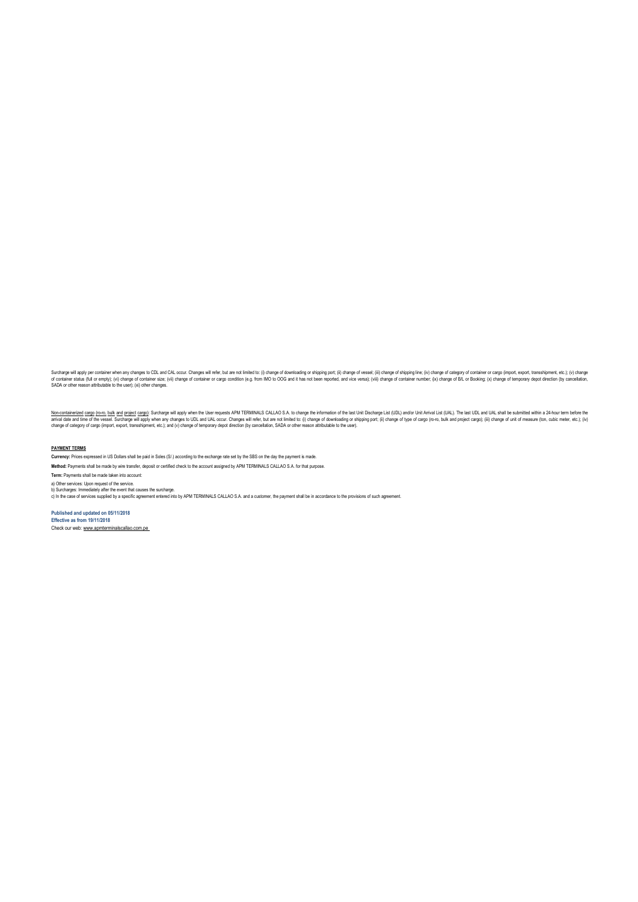Surcharge will apply per container when any changes to CDL and CAL occur. Changes will refer, but are not limited to: (i) change of downloading or shipping port; (ii) change of vessel; (iii) change of shipping line; (iv) change of category of container or cargo (import, export, transshipment, etc.); (v) change of container status (full or empty); (vi) change of container size; (vii) change of container or cargo condition (e.g. from IMO to OOG and it has not been reported, and vice versa); (viii) change of container number; (ix) change of B/L or Booking; (x) change of temporary depot direction (by cancellation, SADA or other reason attributable to the user); (xi) other changes.

Non-containerized cargo (ro-ro, bulk and project cargo): Surcharge will apply when the User requests APM TERMINALS CALLAO S.A. to change the information of the last Unit Discharge List (UDL) and/or Unit Arrival List (UAL). The last UDL and UAL shall be submitted within a 24-hour term before the arrival date and time of the vessel. Surcharge will apply when any changes to UDL and UAL occur. Changes will refer, but are not limited to: (i) change of downloading or shipping port; (ii) change of type of cargo (ro-ro, bulk and project cargo); (iii) change of unit of measure (ton, cubic meter, etc.); (iv) change of category of cargo (import, export, transshipment, etc.); and (v) change of temporary depot direction (by cancellation, SADA or other reason attributable to the user).

**PAYMENT TERMS**

**Currency:** Prices expressed in US Dollars shall be paid in Soles (S/.) according to the exchange rate set by the SBS on the day the payment is made.

**Method:** Payments shall be made by wire transfer, deposit or certified check to the account assigned by APM TERMINALS CALLAO S.A. for that purpose.

**Term:** Payments shall be made taken into account:

a) Other services: Upon request of the service.
b) Surcharges: Immediately after the event that causes the surcharge.
c) In the case of services supplied by a specific agreement entered into by APM TERMINALS CALLAO S.A. and a customer, the payment shall be in accordance to the provisions of such agreement.

**Published and updated on 05/11/2018**
**Effective as from 19/11/2018**

Check our web: www.apmterminalscallao.com.pe